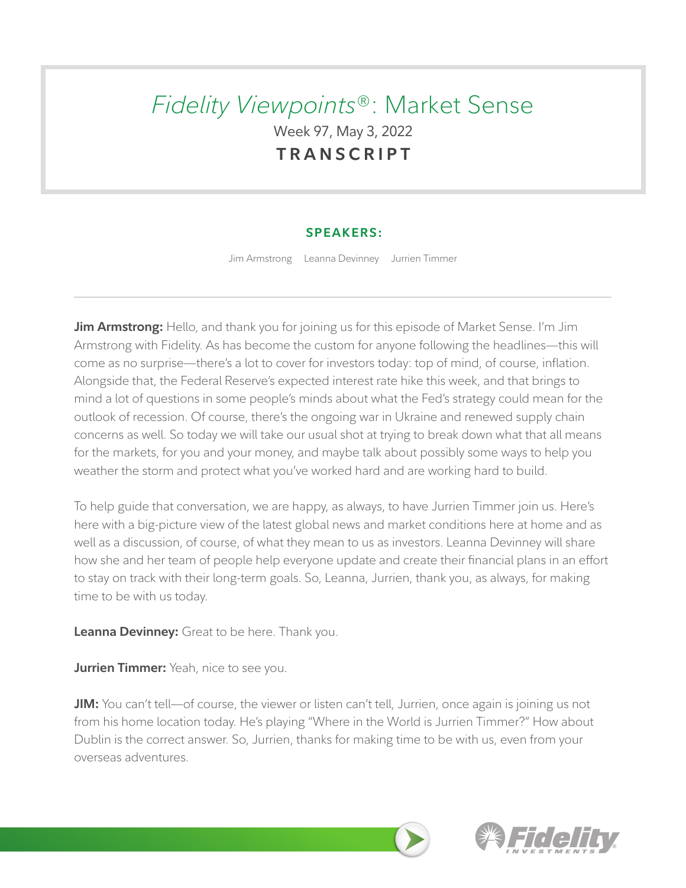# *Fidelity Viewpoints®*: Market Sense

Week 97, May 3, 2022

**TRANSCRIPT**

**SPEAKERS:**

Jim Armstrong   Leanna Devinney   Jurrien Timmer

---

**Jim Armstrong:** Hello, and thank you for joining us for this episode of Market Sense. I'm Jim Armstrong with Fidelity. As has become the custom for anyone following the headlines—this will come as no surprise—there's a lot to cover for investors today: top of mind, of course, inflation. Alongside that, the Federal Reserve's expected interest rate hike this week, and that brings to mind a lot of questions in some people's minds about what the Fed's strategy could mean for the outlook of recession. Of course, there's the ongoing war in Ukraine and renewed supply chain concerns as well. So today we will take our usual shot at trying to break down what that all means for the markets, for you and your money, and maybe talk about possibly some ways to help you weather the storm and protect what you've worked hard and are working hard to build.

To help guide that conversation, we are happy, as always, to have Jurrien Timmer join us. Here's here with a big-picture view of the latest global news and market conditions here at home and as well as a discussion, of course, of what they mean to us as investors. Leanna Devinney will share how she and her team of people help everyone update and create their financial plans in an effort to stay on track with their long-term goals. So, Leanna, Jurrien, thank you, as always, for making time to be with us today.

**Leanna Devinney:** Great to be here. Thank you.

**Jurrien Timmer:** Yeah, nice to see you.

**JIM:** You can't tell—of course, the viewer or listen can't tell, Jurrien, once again is joining us not from his home location today. He's playing "Where in the World is Jurrien Timmer?" How about Dublin is the correct answer. So, Jurrien, thanks for making time to be with us, even from your overseas adventures.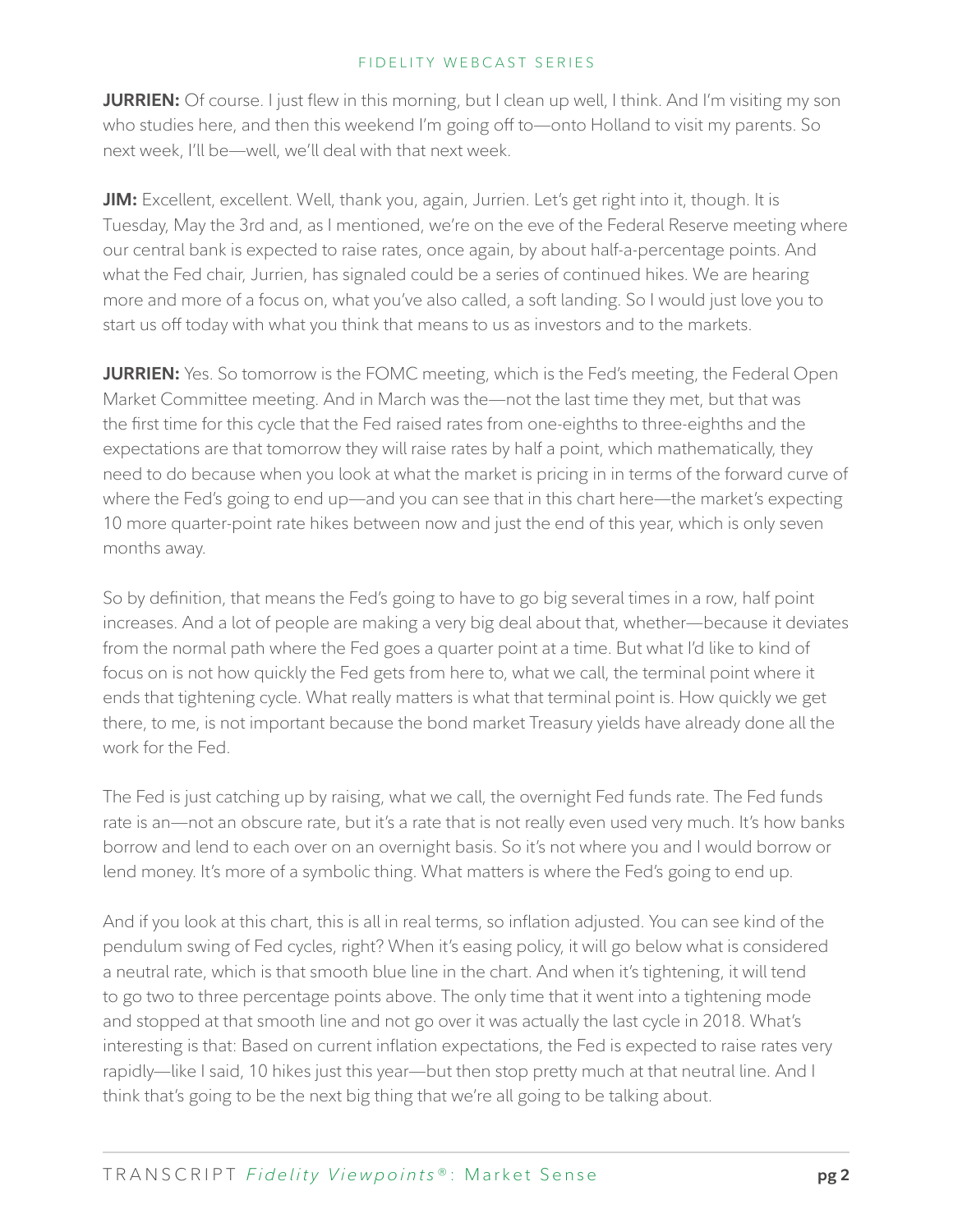**JURRIEN:** Of course. I just flew in this morning, but I clean up well, I think. And I'm visiting my son who studies here, and then this weekend I'm going off to—onto Holland to visit my parents. So next week, I'll be—well, we'll deal with that next week.

**JIM:** Excellent, excellent. Well, thank you, again, Jurrien. Let's get right into it, though. It is Tuesday, May the 3rd and, as I mentioned, we're on the eve of the Federal Reserve meeting where our central bank is expected to raise rates, once again, by about half-a-percentage points. And what the Fed chair, Jurrien, has signaled could be a series of continued hikes. We are hearing more and more of a focus on, what you've also called, a soft landing. So I would just love you to start us off today with what you think that means to us as investors and to the markets.

**JURRIEN:** Yes. So tomorrow is the FOMC meeting, which is the Fed's meeting, the Federal Open Market Committee meeting. And in March was the—not the last time they met, but that was the first time for this cycle that the Fed raised rates from one-eighths to three-eighths and the expectations are that tomorrow they will raise rates by half a point, which mathematically, they need to do because when you look at what the market is pricing in in terms of the forward curve of where the Fed's going to end up—and you can see that in this chart here—the market's expecting 10 more quarter-point rate hikes between now and just the end of this year, which is only seven months away.

So by definition, that means the Fed's going to have to go big several times in a row, half point increases. And a lot of people are making a very big deal about that, whether—because it deviates from the normal path where the Fed goes a quarter point at a time. But what I'd like to kind of focus on is not how quickly the Fed gets from here to, what we call, the terminal point where it ends that tightening cycle. What really matters is what that terminal point is. How quickly we get there, to me, is not important because the bond market Treasury yields have already done all the work for the Fed.

The Fed is just catching up by raising, what we call, the overnight Fed funds rate. The Fed funds rate is an—not an obscure rate, but it's a rate that is not really even used very much. It's how banks borrow and lend to each over on an overnight basis. So it's not where you and I would borrow or lend money. It's more of a symbolic thing. What matters is where the Fed's going to end up.

And if you look at this chart, this is all in real terms, so inflation adjusted. You can see kind of the pendulum swing of Fed cycles, right? When it's easing policy, it will go below what is considered a neutral rate, which is that smooth blue line in the chart. And when it's tightening, it will tend to go two to three percentage points above. The only time that it went into a tightening mode and stopped at that smooth line and not go over it was actually the last cycle in 2018. What's interesting is that: Based on current inflation expectations, the Fed is expected to raise rates very rapidly—like I said, 10 hikes just this year—but then stop pretty much at that neutral line. And I think that's going to be the next big thing that we're all going to be talking about.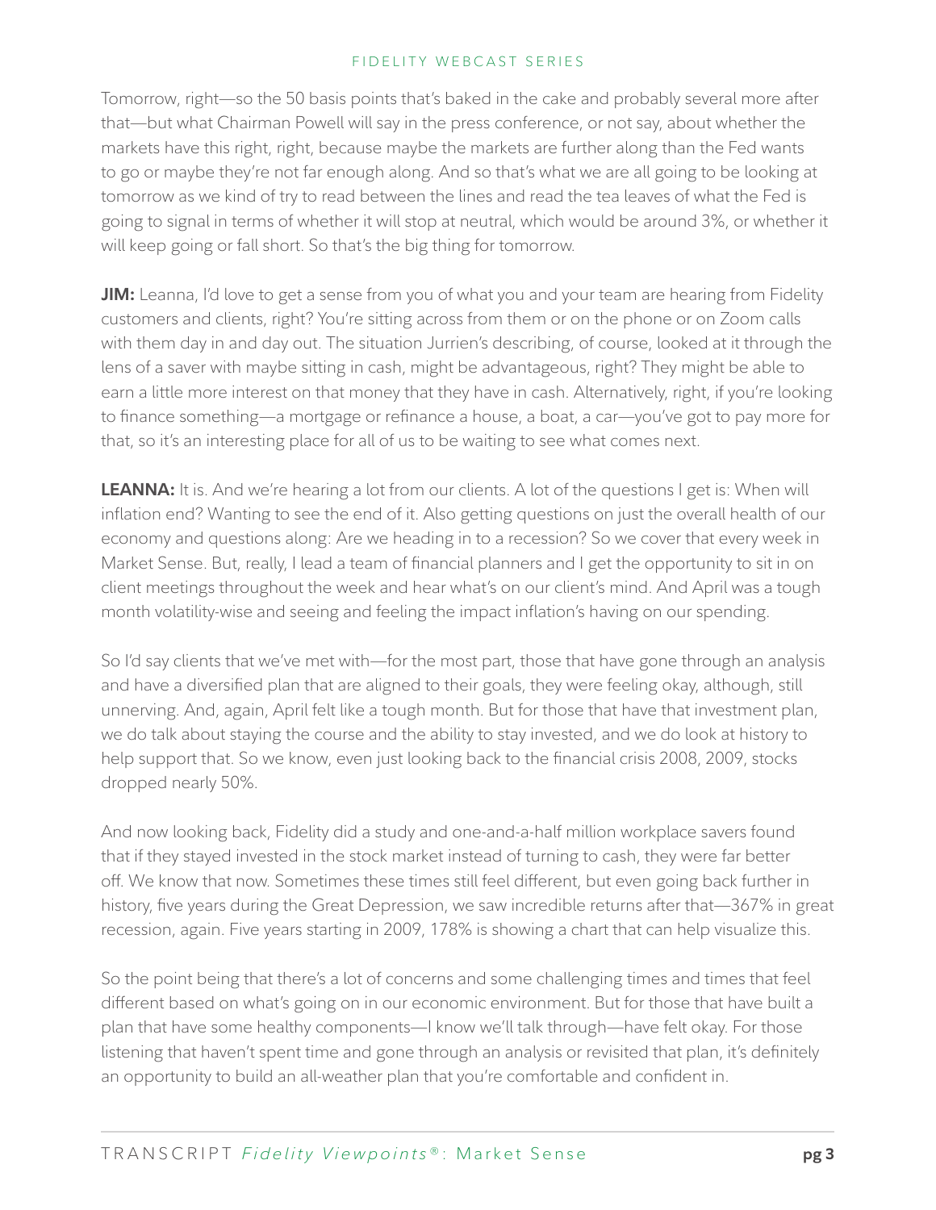Tomorrow, right—so the 50 basis points that's baked in the cake and probably several more after that—but what Chairman Powell will say in the press conference, or not say, about whether the markets have this right, right, because maybe the markets are further along than the Fed wants to go or maybe they're not far enough along. And so that's what we are all going to be looking at tomorrow as we kind of try to read between the lines and read the tea leaves of what the Fed is going to signal in terms of whether it will stop at neutral, which would be around 3%, or whether it will keep going or fall short. So that's the big thing for tomorrow.

**JIM:** Leanna, I'd love to get a sense from you of what you and your team are hearing from Fidelity customers and clients, right? You're sitting across from them or on the phone or on Zoom calls with them day in and day out. The situation Jurrien's describing, of course, looked at it through the lens of a saver with maybe sitting in cash, might be advantageous, right? They might be able to earn a little more interest on that money that they have in cash. Alternatively, right, if you're looking to finance something—a mortgage or refinance a house, a boat, a car—you've got to pay more for that, so it's an interesting place for all of us to be waiting to see what comes next.

**LEANNA:** It is. And we're hearing a lot from our clients. A lot of the questions I get is: When will inflation end? Wanting to see the end of it. Also getting questions on just the overall health of our economy and questions along: Are we heading in to a recession? So we cover that every week in Market Sense. But, really, I lead a team of financial planners and I get the opportunity to sit in on client meetings throughout the week and hear what's on our client's mind. And April was a tough month volatility-wise and seeing and feeling the impact inflation's having on our spending.

So I'd say clients that we've met with—for the most part, those that have gone through an analysis and have a diversified plan that are aligned to their goals, they were feeling okay, although, still unnerving. And, again, April felt like a tough month. But for those that have that investment plan, we do talk about staying the course and the ability to stay invested, and we do look at history to help support that. So we know, even just looking back to the financial crisis 2008, 2009, stocks dropped nearly 50%.

And now looking back, Fidelity did a study and one-and-a-half million workplace savers found that if they stayed invested in the stock market instead of turning to cash, they were far better off. We know that now. Sometimes these times still feel different, but even going back further in history, five years during the Great Depression, we saw incredible returns after that—367% in great recession, again. Five years starting in 2009, 178% is showing a chart that can help visualize this.

So the point being that there's a lot of concerns and some challenging times and times that feel different based on what's going on in our economic environment. But for those that have built a plan that have some healthy components—I know we'll talk through—have felt okay. For those listening that haven't spent time and gone through an analysis or revisited that plan, it's definitely an opportunity to build an all-weather plan that you're comfortable and confident in.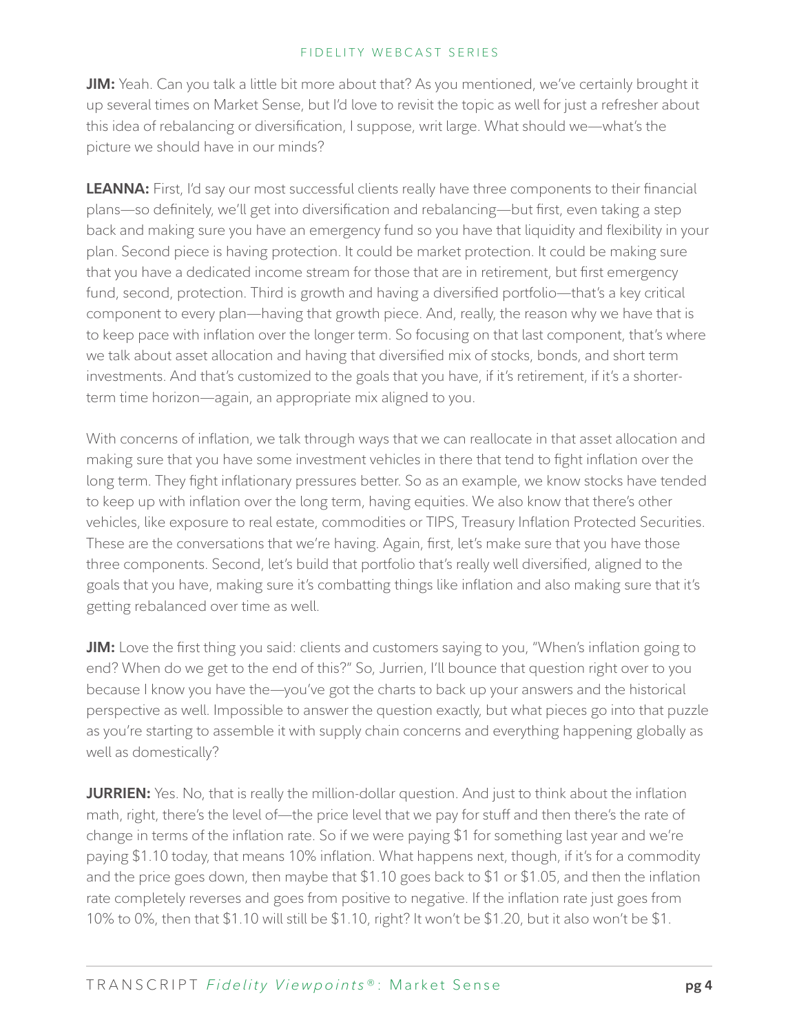**JIM:** Yeah. Can you talk a little bit more about that? As you mentioned, we've certainly brought it up several times on Market Sense, but I'd love to revisit the topic as well for just a refresher about this idea of rebalancing or diversification, I suppose, writ large. What should we—what's the picture we should have in our minds?

**LEANNA:** First, I'd say our most successful clients really have three components to their financial plans—so definitely, we'll get into diversification and rebalancing—but first, even taking a step back and making sure you have an emergency fund so you have that liquidity and flexibility in your plan. Second piece is having protection. It could be market protection. It could be making sure that you have a dedicated income stream for those that are in retirement, but first emergency fund, second, protection. Third is growth and having a diversified portfolio—that's a key critical component to every plan—having that growth piece. And, really, the reason why we have that is to keep pace with inflation over the longer term. So focusing on that last component, that's where we talk about asset allocation and having that diversified mix of stocks, bonds, and short term investments. And that's customized to the goals that you have, if it's retirement, if it's a shorter-term time horizon—again, an appropriate mix aligned to you.

With concerns of inflation, we talk through ways that we can reallocate in that asset allocation and making sure that you have some investment vehicles in there that tend to fight inflation over the long term. They fight inflationary pressures better. So as an example, we know stocks have tended to keep up with inflation over the long term, having equities. We also know that there's other vehicles, like exposure to real estate, commodities or TIPS, Treasury Inflation Protected Securities. These are the conversations that we're having. Again, first, let's make sure that you have those three components. Second, let's build that portfolio that's really well diversified, aligned to the goals that you have, making sure it's combatting things like inflation and also making sure that it's getting rebalanced over time as well.

**JIM:** Love the first thing you said: clients and customers saying to you, "When's inflation going to end? When do we get to the end of this?" So, Jurrien, I'll bounce that question right over to you because I know you have the—you've got the charts to back up your answers and the historical perspective as well. Impossible to answer the question exactly, but what pieces go into that puzzle as you're starting to assemble it with supply chain concerns and everything happening globally as well as domestically?

**JURRIEN:** Yes. No, that is really the million-dollar question. And just to think about the inflation math, right, there's the level of—the price level that we pay for stuff and then there's the rate of change in terms of the inflation rate. So if we were paying $1 for something last year and we're paying $1.10 today, that means 10% inflation. What happens next, though, if it's for a commodity and the price goes down, then maybe that $1.10 goes back to $1 or $1.05, and then the inflation rate completely reverses and goes from positive to negative. If the inflation rate just goes from 10% to 0%, then that $1.10 will still be $1.10, right? It won't be $1.20, but it also won't be $1.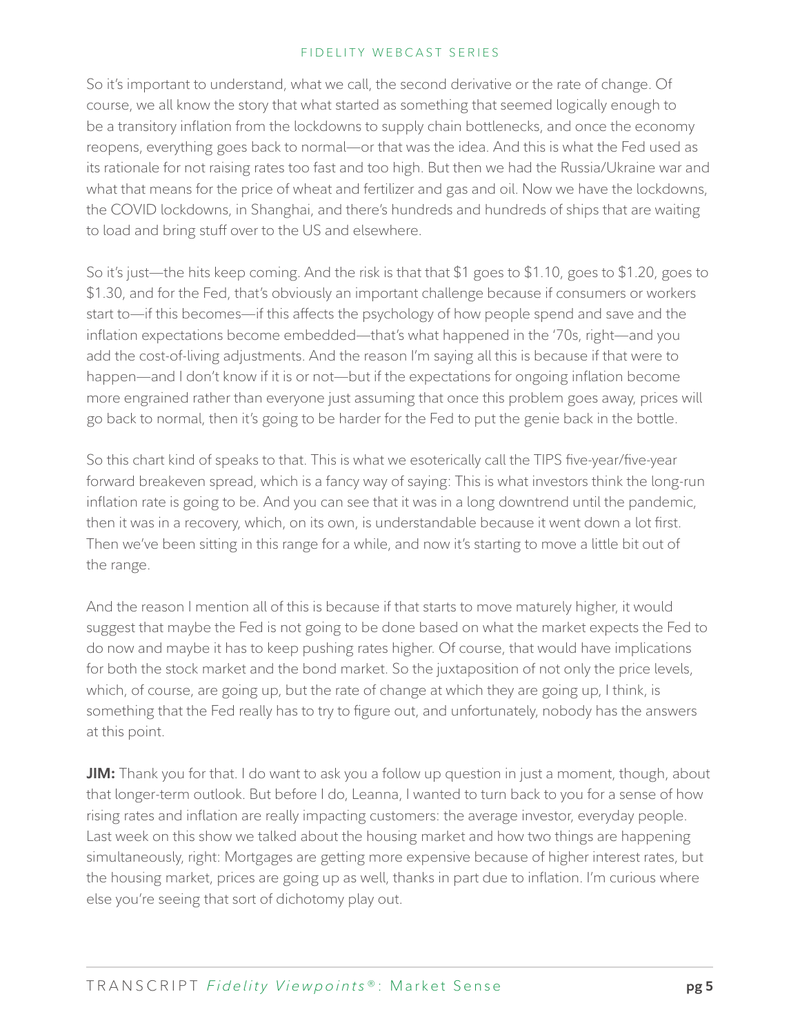So it's important to understand, what we call, the second derivative or the rate of change. Of course, we all know the story that what started as something that seemed logically enough to be a transitory inflation from the lockdowns to supply chain bottlenecks, and once the economy reopens, everything goes back to normal—or that was the idea. And this is what the Fed used as its rationale for not raising rates too fast and too high. But then we had the Russia/Ukraine war and what that means for the price of wheat and fertilizer and gas and oil. Now we have the lockdowns, the COVID lockdowns, in Shanghai, and there's hundreds and hundreds of ships that are waiting to load and bring stuff over to the US and elsewhere.

So it's just—the hits keep coming. And the risk is that that $1 goes to $1.10, goes to $1.20, goes to $1.30, and for the Fed, that's obviously an important challenge because if consumers or workers start to—if this becomes—if this affects the psychology of how people spend and save and the inflation expectations become embedded—that's what happened in the '70s, right—and you add the cost-of-living adjustments. And the reason I'm saying all this is because if that were to happen—and I don't know if it is or not—but if the expectations for ongoing inflation become more engrained rather than everyone just assuming that once this problem goes away, prices will go back to normal, then it's going to be harder for the Fed to put the genie back in the bottle.

So this chart kind of speaks to that. This is what we esoterically call the TIPS five-year/five-year forward breakeven spread, which is a fancy way of saying: This is what investors think the long-run inflation rate is going to be. And you can see that it was in a long downtrend until the pandemic, then it was in a recovery, which, on its own, is understandable because it went down a lot first. Then we've been sitting in this range for a while, and now it's starting to move a little bit out of the range.

And the reason I mention all of this is because if that starts to move maturely higher, it would suggest that maybe the Fed is not going to be done based on what the market expects the Fed to do now and maybe it has to keep pushing rates higher. Of course, that would have implications for both the stock market and the bond market. So the juxtaposition of not only the price levels, which, of course, are going up, but the rate of change at which they are going up, I think, is something that the Fed really has to try to figure out, and unfortunately, nobody has the answers at this point.

**JIM:** Thank you for that. I do want to ask you a follow up question in just a moment, though, about that longer-term outlook. But before I do, Leanna, I wanted to turn back to you for a sense of how rising rates and inflation are really impacting customers: the average investor, everyday people. Last week on this show we talked about the housing market and how two things are happening simultaneously, right: Mortgages are getting more expensive because of higher interest rates, but the housing market, prices are going up as well, thanks in part due to inflation. I'm curious where else you're seeing that sort of dichotomy play out.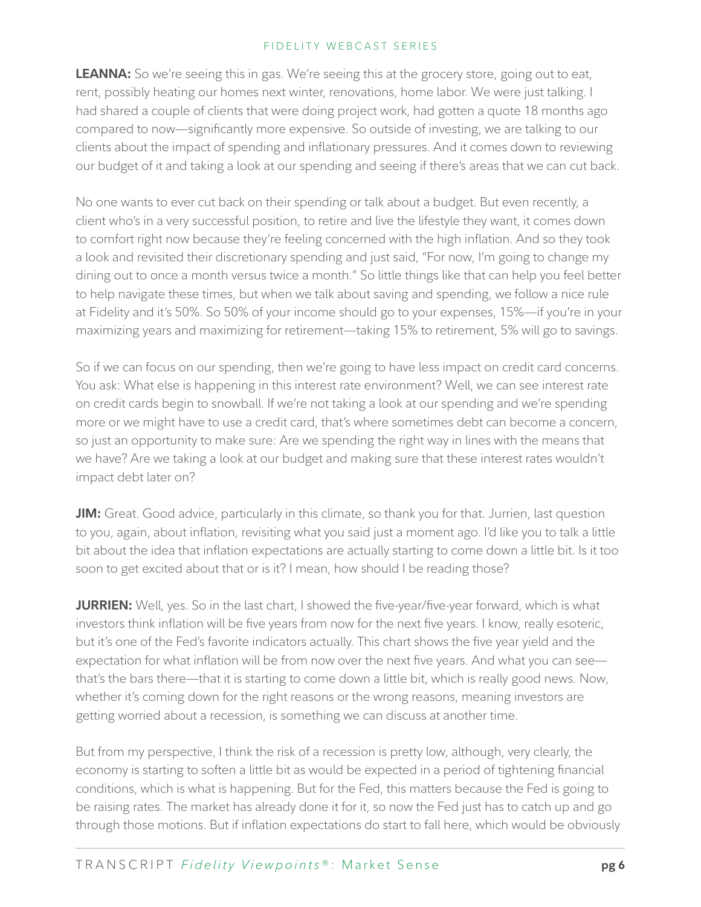**LEANNA:** So we're seeing this in gas. We're seeing this at the grocery store, going out to eat, rent, possibly heating our homes next winter, renovations, home labor. We were just talking. I had shared a couple of clients that were doing project work, had gotten a quote 18 months ago compared to now—significantly more expensive. So outside of investing, we are talking to our clients about the impact of spending and inflationary pressures. And it comes down to reviewing our budget of it and taking a look at our spending and seeing if there's areas that we can cut back.

No one wants to ever cut back on their spending or talk about a budget. But even recently, a client who's in a very successful position, to retire and live the lifestyle they want, it comes down to comfort right now because they're feeling concerned with the high inflation. And so they took a look and revisited their discretionary spending and just said, "For now, I'm going to change my dining out to once a month versus twice a month." So little things like that can help you feel better to help navigate these times, but when we talk about saving and spending, we follow a nice rule at Fidelity and it's 50%. So 50% of your income should go to your expenses, 15%—if you're in your maximizing years and maximizing for retirement—taking 15% to retirement, 5% will go to savings.

So if we can focus on our spending, then we're going to have less impact on credit card concerns. You ask: What else is happening in this interest rate environment? Well, we can see interest rate on credit cards begin to snowball. If we're not taking a look at our spending and we're spending more or we might have to use a credit card, that's where sometimes debt can become a concern, so just an opportunity to make sure: Are we spending the right way in lines with the means that we have? Are we taking a look at our budget and making sure that these interest rates wouldn't impact debt later on?

**JIM:** Great. Good advice, particularly in this climate, so thank you for that. Jurrien, last question to you, again, about inflation, revisiting what you said just a moment ago. I'd like you to talk a little bit about the idea that inflation expectations are actually starting to come down a little bit. Is it too soon to get excited about that or is it? I mean, how should I be reading those?

**JURRIEN:** Well, yes. So in the last chart, I showed the five-year/five-year forward, which is what investors think inflation will be five years from now for the next five years. I know, really esoteric, but it's one of the Fed's favorite indicators actually. This chart shows the five year yield and the expectation for what inflation will be from now over the next five years. And what you can see—that's the bars there—that it is starting to come down a little bit, which is really good news. Now, whether it's coming down for the right reasons or the wrong reasons, meaning investors are getting worried about a recession, is something we can discuss at another time.

But from my perspective, I think the risk of a recession is pretty low, although, very clearly, the economy is starting to soften a little bit as would be expected in a period of tightening financial conditions, which is what is happening. But for the Fed, this matters because the Fed is going to be raising rates. The market has already done it for it, so now the Fed just has to catch up and go through those motions. But if inflation expectations do start to fall here, which would be obviously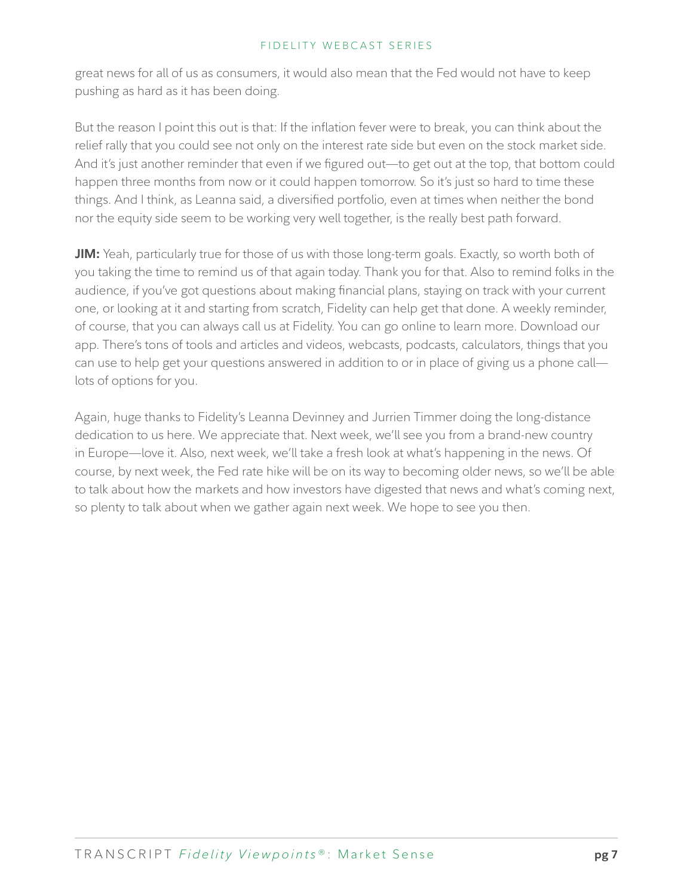great news for all of us as consumers, it would also mean that the Fed would not have to keep pushing as hard as it has been doing.

But the reason I point this out is that: If the inflation fever were to break, you can think about the relief rally that you could see not only on the interest rate side but even on the stock market side. And it's just another reminder that even if we figured out—to get out at the top, that bottom could happen three months from now or it could happen tomorrow. So it's just so hard to time these things. And I think, as Leanna said, a diversified portfolio, even at times when neither the bond nor the equity side seem to be working very well together, is the really best path forward.

**JIM:** Yeah, particularly true for those of us with those long-term goals. Exactly, so worth both of you taking the time to remind us of that again today. Thank you for that. Also to remind folks in the audience, if you've got questions about making financial plans, staying on track with your current one, or looking at it and starting from scratch, Fidelity can help get that done. A weekly reminder, of course, that you can always call us at Fidelity. You can go online to learn more. Download our app. There's tons of tools and articles and videos, webcasts, podcasts, calculators, things that you can use to help get your questions answered in addition to or in place of giving us a phone call—lots of options for you.

Again, huge thanks to Fidelity's Leanna Devinney and Jurrien Timmer doing the long-distance dedication to us here. We appreciate that. Next week, we'll see you from a brand-new country in Europe—love it. Also, next week, we'll take a fresh look at what's happening in the news. Of course, by next week, the Fed rate hike will be on its way to becoming older news, so we'll be able to talk about how the markets and how investors have digested that news and what's coming next, so plenty to talk about when we gather again next week. We hope to see you then.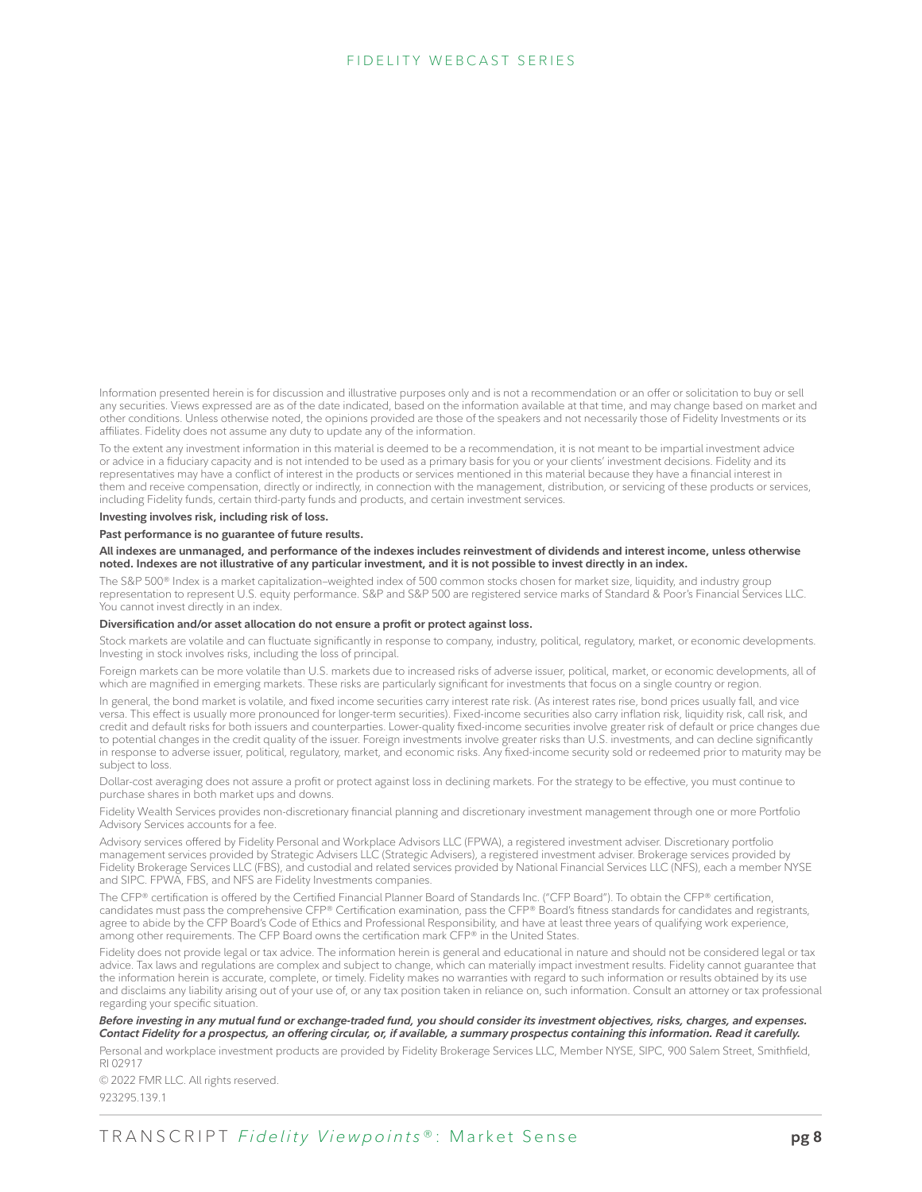Information presented herein is for discussion and illustrative purposes only and is not a recommendation or an offer or solicitation to buy or sell any securities. Views expressed are as of the date indicated, based on the information available at that time, and may change based on market and other conditions. Unless otherwise noted, the opinions provided are those of the speakers and not necessarily those of Fidelity Investments or its affiliates. Fidelity does not assume any duty to update any of the information.

To the extent any investment information in this material is deemed to be a recommendation, it is not meant to be impartial investment advice or advice in a fiduciary capacity and is not intended to be used as a primary basis for you or your clients' investment decisions. Fidelity and its representatives may have a conflict of interest in the products or services mentioned in this material because they have a financial interest in them and receive compensation, directly or indirectly, in connection with the management, distribution, or servicing of these products or services, including Fidelity funds, certain third-party funds and products, and certain investment services.

**Investing involves risk, including risk of loss.**

**Past performance is no guarantee of future results.**

**All indexes are unmanaged, and performance of the indexes includes reinvestment of dividends and interest income, unless otherwise noted. Indexes are not illustrative of any particular investment, and it is not possible to invest directly in an index.**

The S&P 500® Index is a market capitalization–weighted index of 500 common stocks chosen for market size, liquidity, and industry group representation to represent U.S. equity performance. S&P and S&P 500 are registered service marks of Standard & Poor's Financial Services LLC. You cannot invest directly in an index.

**Diversification and/or asset allocation do not ensure a profit or protect against loss.**

Stock markets are volatile and can fluctuate significantly in response to company, industry, political, regulatory, market, or economic developments. Investing in stock involves risks, including the loss of principal.

Foreign markets can be more volatile than U.S. markets due to increased risks of adverse issuer, political, market, or economic developments, all of which are magnified in emerging markets. These risks are particularly significant for investments that focus on a single country or region.

In general, the bond market is volatile, and fixed income securities carry interest rate risk. (As interest rates rise, bond prices usually fall, and vice versa. This effect is usually more pronounced for longer-term securities). Fixed-income securities also carry inflation risk, liquidity risk, call risk, and credit and default risks for both issuers and counterparties. Lower-quality fixed-income securities involve greater risk of default or price changes due to potential changes in the credit quality of the issuer. Foreign investments involve greater risks than U.S. investments, and can decline significantly in response to adverse issuer, political, regulatory, market, and economic risks. Any fixed-income security sold or redeemed prior to maturity may be subject to loss.

Dollar-cost averaging does not assure a profit or protect against loss in declining markets. For the strategy to be effective, you must continue to purchase shares in both market ups and downs.

Fidelity Wealth Services provides non-discretionary financial planning and discretionary investment management through one or more Portfolio Advisory Services accounts for a fee.

Advisory services offered by Fidelity Personal and Workplace Advisors LLC (FPWA), a registered investment adviser. Discretionary portfolio management services provided by Strategic Advisers LLC (Strategic Advisers), a registered investment adviser. Brokerage services provided by Fidelity Brokerage Services LLC (FBS), and custodial and related services provided by National Financial Services LLC (NFS), each a member NYSE and SIPC. FPWA, FBS, and NFS are Fidelity Investments companies.

The CFP® certification is offered by the Certified Financial Planner Board of Standards Inc. ("CFP Board"). To obtain the CFP® certification, candidates must pass the comprehensive CFP® Certification examination, pass the CFP® Board's fitness standards for candidates and registrants, agree to abide by the CFP Board's Code of Ethics and Professional Responsibility, and have at least three years of qualifying work experience, among other requirements. The CFP Board owns the certification mark CFP® in the United States.

Fidelity does not provide legal or tax advice. The information herein is general and educational in nature and should not be considered legal or tax advice. Tax laws and regulations are complex and subject to change, which can materially impact investment results. Fidelity cannot guarantee that the information herein is accurate, complete, or timely. Fidelity makes no warranties with regard to such information or results obtained by its use and disclaims any liability arising out of your use of, or any tax position taken in reliance on, such information. Consult an attorney or tax professional regarding your specific situation.

***Before investing in any mutual fund or exchange-traded fund, you should consider its investment objectives, risks, charges, and expenses. Contact Fidelity for a prospectus, an offering circular, or, if available, a summary prospectus containing this information. Read it carefully.***

Personal and workplace investment products are provided by Fidelity Brokerage Services LLC, Member NYSE, SIPC, 900 Salem Street, Smithfield, RI 02917

© 2022 FMR LLC. All rights reserved.

923295.139.1